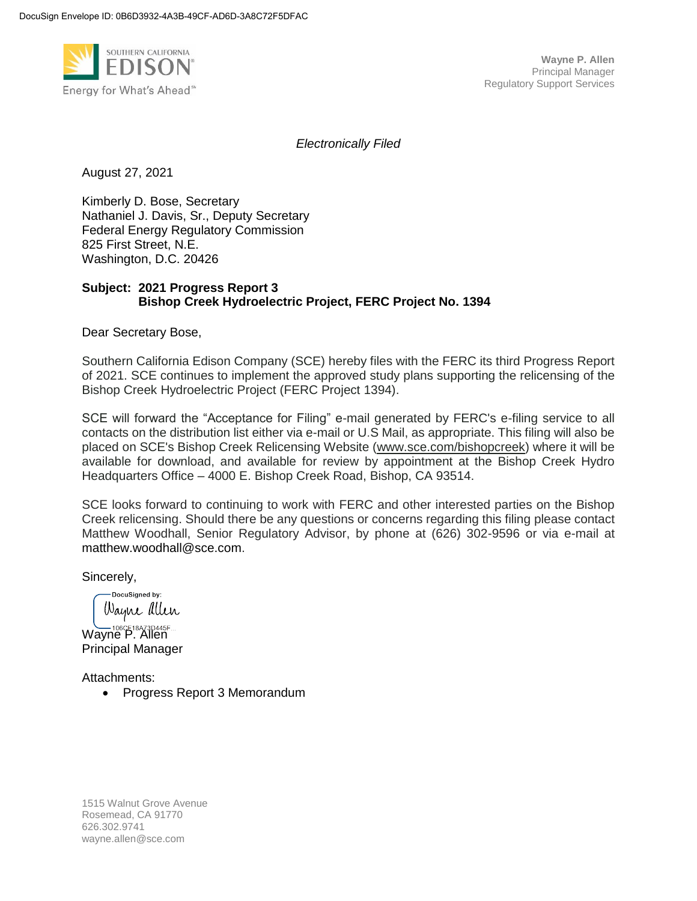DocuSign Envelope ID: 0B6D3932-4A3B-49CF-AD6D-3A8C72F5DFAC

SOUTHERN CALIFORNIA
EDISON
Energy for What's Ahead

**Wayne P. Allen**
Principal Manager
Regulatory Support Services

*Electronically Filed*

August 27, 2021

Kimberly D. Bose, Secretary
Nathaniel J. Davis, Sr., Deputy Secretary
Federal Energy Regulatory Commission
825 First Street, N.E.
Washington, D.C. 20426

**Subject: 2021 Progress Report 3
Bishop Creek Hydroelectric Project, FERC Project No. 1394**

Dear Secretary Bose,

Southern California Edison Company (SCE) hereby files with the FERC its third Progress Report of 2021. SCE continues to implement the approved study plans supporting the relicensing of the Bishop Creek Hydroelectric Project (FERC Project 1394).

SCE will forward the "Acceptance for Filing" e-mail generated by FERC's e-filing service to all contacts on the distribution list either via e-mail or U.S Mail, as appropriate. This filing will also be placed on SCE's Bishop Creek Relicensing Website (www.sce.com/bishopcreek) where it will be available for download, and available for review by appointment at the Bishop Creek Hydro Headquarters Office – 4000 E. Bishop Creek Road, Bishop, CA 93514.

SCE looks forward to continuing to work with FERC and other interested parties on the Bishop Creek relicensing. Should there be any questions or concerns regarding this filing please contact Matthew Woodhall, Senior Regulatory Advisor, by phone at (626) 302-9596 or via e-mail at matthew.woodhall@sce.com.

Sincerely,

DocuSigned by:
Wayne Allen
106CE18A73D445F...

Wayne P. Allen
Principal Manager

Attachments:

- Progress Report 3 Memorandum

1515 Walnut Grove Avenue
Rosemead, CA 91770
626.302.9741
wayne.allen@sce.com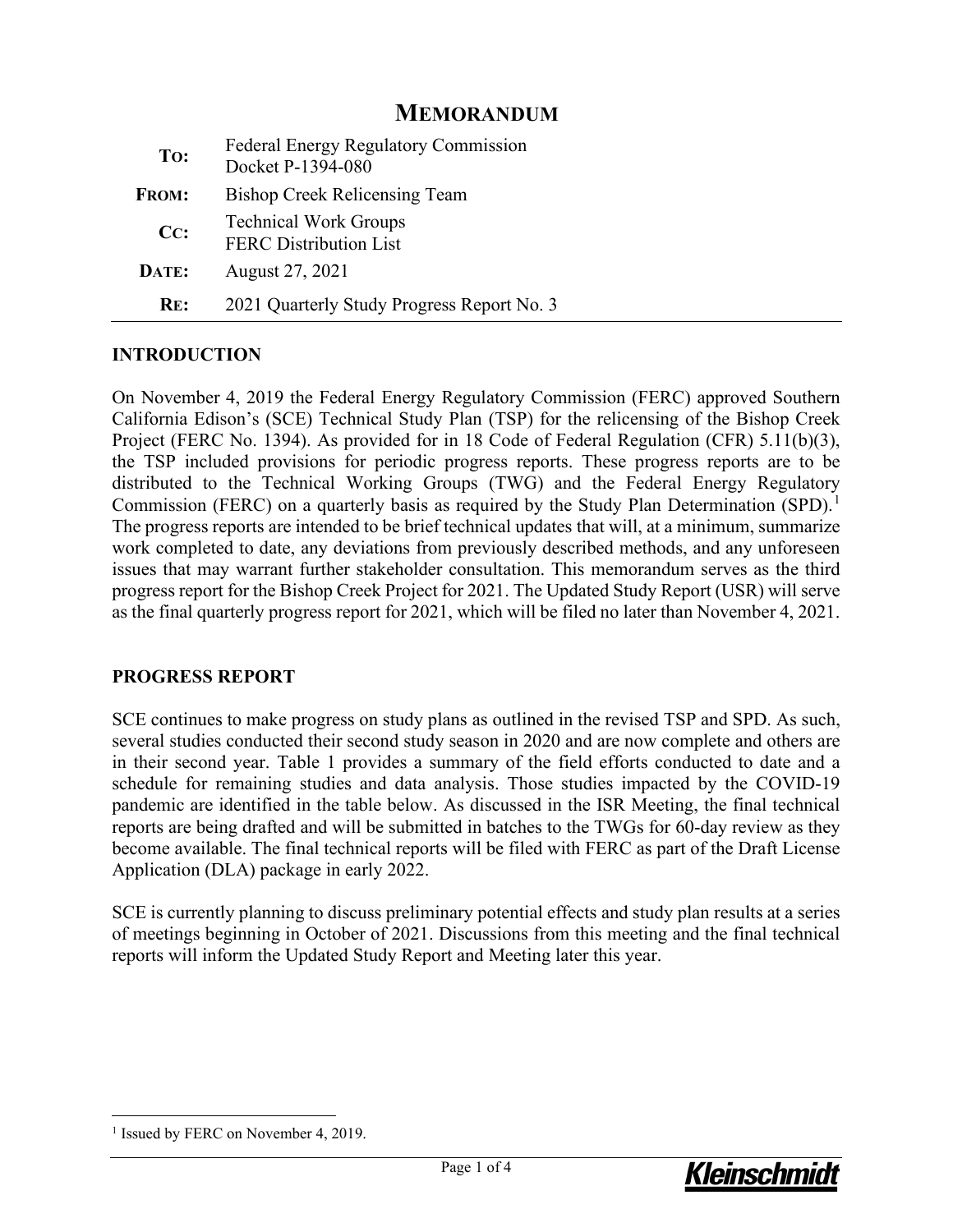# MEMORANDUM

| | |
|---|---|
| **TO:** | Federal Energy Regulatory Commission<br>Docket P-1394-080 |
| **FROM:** | Bishop Creek Relicensing Team |
| **CC:** | Technical Work Groups<br>FERC Distribution List |
| **DATE:** | August 27, 2021 |
| **RE:** | 2021 Quarterly Study Progress Report No. 3 |

## INTRODUCTION

On November 4, 2019 the Federal Energy Regulatory Commission (FERC) approved Southern California Edison's (SCE) Technical Study Plan (TSP) for the relicensing of the Bishop Creek Project (FERC No. 1394). As provided for in 18 Code of Federal Regulation (CFR) 5.11(b)(3), the TSP included provisions for periodic progress reports. These progress reports are to be distributed to the Technical Working Groups (TWG) and the Federal Energy Regulatory Commission (FERC) on a quarterly basis as required by the Study Plan Determination (SPD).[1] The progress reports are intended to be brief technical updates that will, at a minimum, summarize work completed to date, any deviations from previously described methods, and any unforeseen issues that may warrant further stakeholder consultation. This memorandum serves as the third progress report for the Bishop Creek Project for 2021. The Updated Study Report (USR) will serve as the final quarterly progress report for 2021, which will be filed no later than November 4, 2021.

## PROGRESS REPORT

SCE continues to make progress on study plans as outlined in the revised TSP and SPD. As such, several studies conducted their second study season in 2020 and are now complete and others are in their second year. Table 1 provides a summary of the field efforts conducted to date and a schedule for remaining studies and data analysis. Those studies impacted by the COVID-19 pandemic are identified in the table below. As discussed in the ISR Meeting, the final technical reports are being drafted and will be submitted in batches to the TWGs for 60-day review as they become available. The final technical reports will be filed with FERC as part of the Draft License Application (DLA) package in early 2022.

SCE is currently planning to discuss preliminary potential effects and study plan results at a series of meetings beginning in October of 2021. Discussions from this meeting and the final technical reports will inform the Updated Study Report and Meeting later this year.

---

[1] Issued by FERC on November 4, 2019.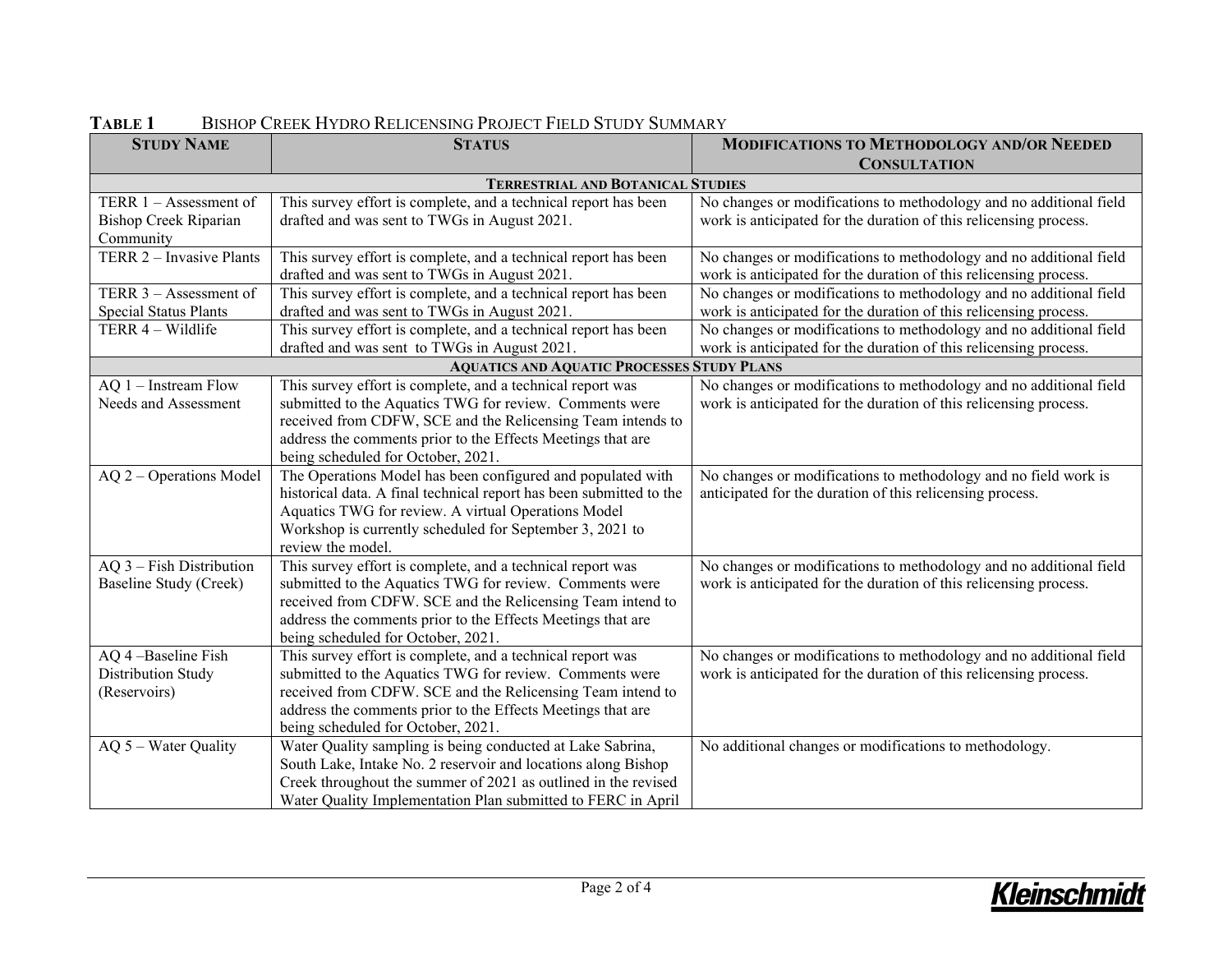**TABLE 1** BISHOP CREEK HYDRO RELICENSING PROJECT FIELD STUDY SUMMARY

| STUDY NAME | STATUS | MODIFICATIONS TO METHODOLOGY AND/OR NEEDED CONSULTATION |
|---|---|---|
| **TERRESTRIAL AND BOTANICAL STUDIES** | | |
| TERR 1 – Assessment of Bishop Creek Riparian Community | This survey effort is complete, and a technical report has been drafted and was sent to TWGs in August 2021. | No changes or modifications to methodology and no additional field work is anticipated for the duration of this relicensing process. |
| TERR 2 – Invasive Plants | This survey effort is complete, and a technical report has been drafted and was sent to TWGs in August 2021. | No changes or modifications to methodology and no additional field work is anticipated for the duration of this relicensing process. |
| TERR 3 – Assessment of Special Status Plants | This survey effort is complete, and a technical report has been drafted and was sent to TWGs in August 2021. | No changes or modifications to methodology and no additional field work is anticipated for the duration of this relicensing process. |
| TERR 4 – Wildlife | This survey effort is complete, and a technical report has been drafted and was sent to TWGs in August 2021. | No changes or modifications to methodology and no additional field work is anticipated for the duration of this relicensing process. |
| **AQUATICS AND AQUATIC PROCESSES STUDY PLANS** | | |
| AQ 1 – Instream Flow Needs and Assessment | This survey effort is complete, and a technical report was submitted to the Aquatics TWG for review. Comments were received from CDFW, SCE and the Relicensing Team intends to address the comments prior to the Effects Meetings that are being scheduled for October, 2021. | No changes or modifications to methodology and no additional field work is anticipated for the duration of this relicensing process. |
| AQ 2 – Operations Model | The Operations Model has been configured and populated with historical data. A final technical report has been submitted to the Aquatics TWG for review. A virtual Operations Model Workshop is currently scheduled for September 3, 2021 to review the model. | No changes or modifications to methodology and no field work is anticipated for the duration of this relicensing process. |
| AQ 3 – Fish Distribution Baseline Study (Creek) | This survey effort is complete, and a technical report was submitted to the Aquatics TWG for review. Comments were received from CDFW. SCE and the Relicensing Team intend to address the comments prior to the Effects Meetings that are being scheduled for October, 2021. | No changes or modifications to methodology and no additional field work is anticipated for the duration of this relicensing process. |
| AQ 4 –Baseline Fish Distribution Study (Reservoirs) | This survey effort is complete, and a technical report was submitted to the Aquatics TWG for review. Comments were received from CDFW. SCE and the Relicensing Team intend to address the comments prior to the Effects Meetings that are being scheduled for October, 2021. | No changes or modifications to methodology and no additional field work is anticipated for the duration of this relicensing process. |
| AQ 5 – Water Quality | Water Quality sampling is being conducted at Lake Sabrina, South Lake, Intake No. 2 reservoir and locations along Bishop Creek throughout the summer of 2021 as outlined in the revised Water Quality Implementation Plan submitted to FERC in April | No additional changes or modifications to methodology. |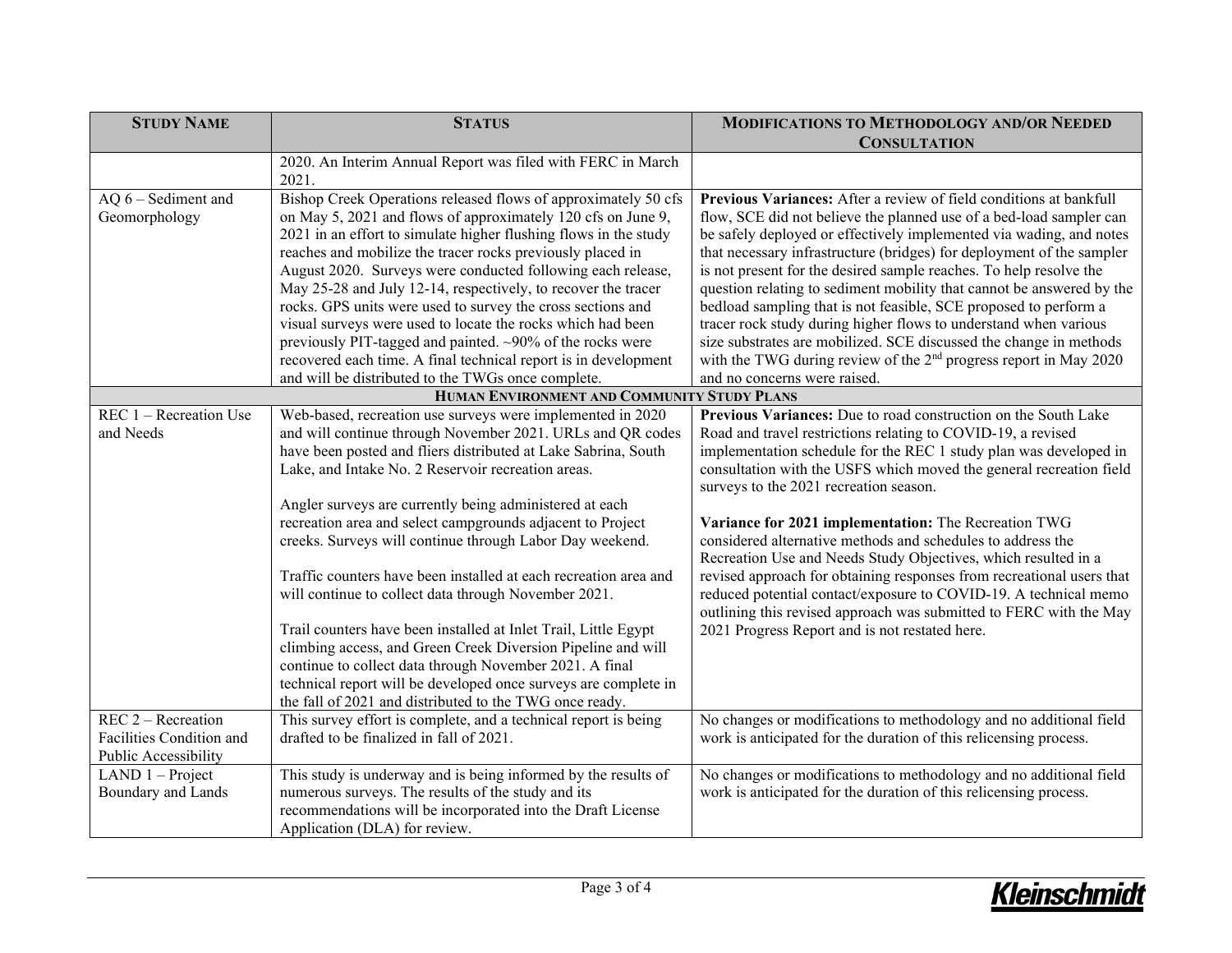| STUDY NAME | STATUS | MODIFICATIONS TO METHODOLOGY AND/OR NEEDED CONSULTATION |
|---|---|---|
| | 2020. An Interim Annual Report was filed with FERC in March 2021. | |
| AQ 6 – Sediment and Geomorphology | Bishop Creek Operations released flows of approximately 50 cfs on May 5, 2021 and flows of approximately 120 cfs on June 9, 2021 in an effort to simulate higher flushing flows in the study reaches and mobilize the tracer rocks previously placed in August 2020. Surveys were conducted following each release, May 25-28 and July 12-14, respectively, to recover the tracer rocks. GPS units were used to survey the cross sections and visual surveys were used to locate the rocks which had been previously PIT-tagged and painted. ~90% of the rocks were recovered each time. A final technical report is in development and will be distributed to the TWGs once complete. | **Previous Variances:** After a review of field conditions at bankfull flow, SCE did not believe the planned use of a bed-load sampler can be safely deployed or effectively implemented via wading, and notes that necessary infrastructure (bridges) for deployment of the sampler is not present for the desired sample reaches. To help resolve the question relating to sediment mobility that cannot be answered by the bedload sampling that is not feasible, SCE proposed to perform a tracer rock study during higher flows to understand when various size substrates are mobilized. SCE discussed the change in methods with the TWG during review of the 2nd progress report in May 2020 and no concerns were raised. |
| **HUMAN ENVIRONMENT AND COMMUNITY STUDY PLANS** | | |
| REC 1 – Recreation Use and Needs | Web-based, recreation use surveys were implemented in 2020 and will continue through November 2021. URLs and QR codes have been posted and fliers distributed at Lake Sabrina, South Lake, and Intake No. 2 Reservoir recreation areas.<br><br>Angler surveys are currently being administered at each recreation area and select campgrounds adjacent to Project creeks. Surveys will continue through Labor Day weekend.<br><br>Traffic counters have been installed at each recreation area and will continue to collect data through November 2021.<br><br>Trail counters have been installed at Inlet Trail, Little Egypt climbing access, and Green Creek Diversion Pipeline and will continue to collect data through November 2021. A final technical report will be developed once surveys are complete in the fall of 2021 and distributed to the TWG once ready. | **Previous Variances:** Due to road construction on the South Lake Road and travel restrictions relating to COVID-19, a revised implementation schedule for the REC 1 study plan was developed in consultation with the USFS which moved the general recreation field surveys to the 2021 recreation season.<br><br>**Variance for 2021 implementation:** The Recreation TWG considered alternative methods and schedules to address the Recreation Use and Needs Study Objectives, which resulted in a revised approach for obtaining responses from recreational users that reduced potential contact/exposure to COVID-19. A technical memo outlining this revised approach was submitted to FERC with the May 2021 Progress Report and is not restated here. |
| REC 2 – Recreation Facilities Condition and Public Accessibility | This survey effort is complete, and a technical report is being drafted to be finalized in fall of 2021. | No changes or modifications to methodology and no additional field work is anticipated for the duration of this relicensing process. |
| LAND 1 – Project Boundary and Lands | This study is underway and is being informed by the results of numerous surveys. The results of the study and its recommendations will be incorporated into the Draft License Application (DLA) for review. | No changes or modifications to methodology and no additional field work is anticipated for the duration of this relicensing process. |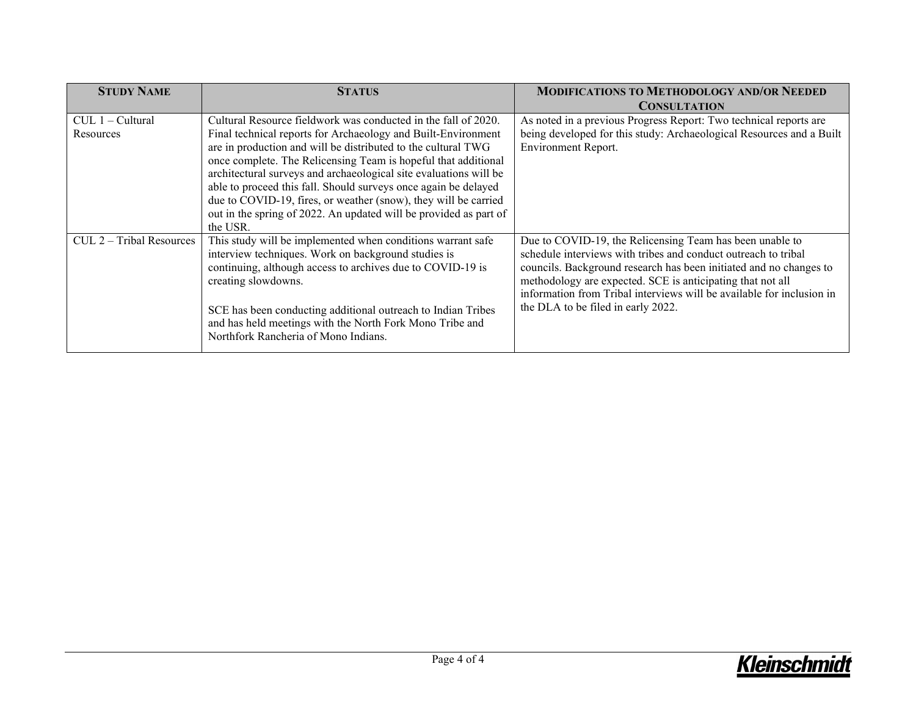| **Study Name** | **Status** | **Modifications to Methodology and/or Needed Consultation** |
|---|---|---|
| CUL 1 – Cultural Resources | Cultural Resource fieldwork was conducted in the fall of 2020. Final technical reports for Archaeology and Built-Environment are in production and will be distributed to the cultural TWG once complete. The Relicensing Team is hopeful that additional architectural surveys and archaeological site evaluations will be able to proceed this fall. Should surveys once again be delayed due to COVID-19, fires, or weather (snow), they will be carried out in the spring of 2022. An updated will be provided as part of the USR. | As noted in a previous Progress Report: Two technical reports are being developed for this study: Archaeological Resources and a Built Environment Report. |
| CUL 2 – Tribal Resources | This study will be implemented when conditions warrant safe interview techniques. Work on background studies is continuing, although access to archives due to COVID-19 is creating slowdowns.<br><br>SCE has been conducting additional outreach to Indian Tribes and has held meetings with the North Fork Mono Tribe and Northfork Rancheria of Mono Indians. | Due to COVID-19, the Relicensing Team has been unable to schedule interviews with tribes and conduct outreach to tribal councils. Background research has been initiated and no changes to methodology are expected. SCE is anticipating that not all information from Tribal interviews will be available for inclusion in the DLA to be filed in early 2022. |